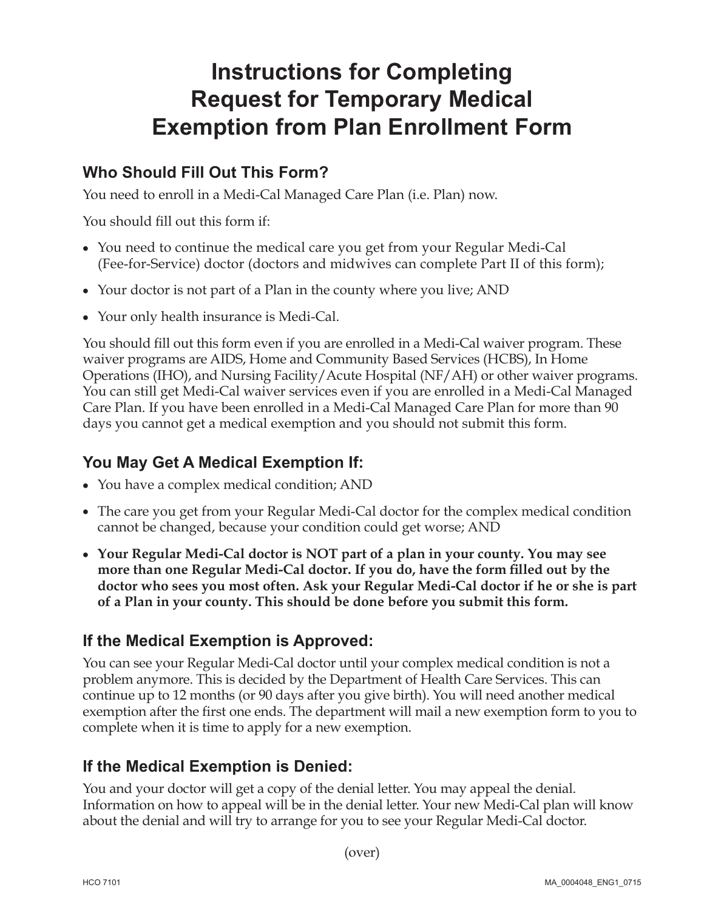# Instructions for Completing Request for Temporary Medical Exemption from Plan Enrollment Form

## Who Should Fill Out This Form?

You need to enroll in a Medi-Cal Managed Care Plan (i.e. Plan) now.

You should fill out this form if:

- You need to continue the medical care you get from your Regular Medi-Cal (Fee-for-Service) doctor (doctors and midwives can complete Part II of this form);
- Your doctor is not part of a Plan in the county where you live; AND
- Your only health insurance is Medi-Cal.

You should fill out this form even if you are enrolled in a Medi-Cal waiver program. These waiver programs are AIDS, Home and Community Based Services (HCBS), In Home Operations (IHO), and Nursing Facility/Acute Hospital (NF/AH) or other waiver programs. You can still get Medi-Cal waiver services even if you are enrolled in a Medi-Cal Managed Care Plan. If you have been enrolled in a Medi-Cal Managed Care Plan for more than 90 days you cannot get a medical exemption and you should not submit this form.

## You May Get A Medical Exemption If:

- You have a complex medical condition; AND
- The care you get from your Regular Medi-Cal doctor for the complex medical condition cannot be changed, because your condition could get worse; AND
- **Your Regular Medi-Cal doctor is NOT part of a plan in your county. You may see more than one Regular Medi-Cal doctor. If you do, have the form filled out by the doctor who sees you most often. Ask your Regular Medi-Cal doctor if he or she is part of a Plan in your county. This should be done before you submit this form.**

## If the Medical Exemption is Approved:

You can see your Regular Medi-Cal doctor until your complex medical condition is not a problem anymore. This is decided by the Department of Health Care Services. This can continue up to 12 months (or 90 days after you give birth). You will need another medical exemption after the first one ends. The department will mail a new exemption form to you to complete when it is time to apply for a new exemption.

## If the Medical Exemption is Denied:

You and your doctor will get a copy of the denial letter. You may appeal the denial. Information on how to appeal will be in the denial letter. Your new Medi-Cal plan will know about the denial and will try to arrange for you to see your Regular Medi-Cal doctor.

(over)

HCO 7101 MA_0004048_ENG1_0715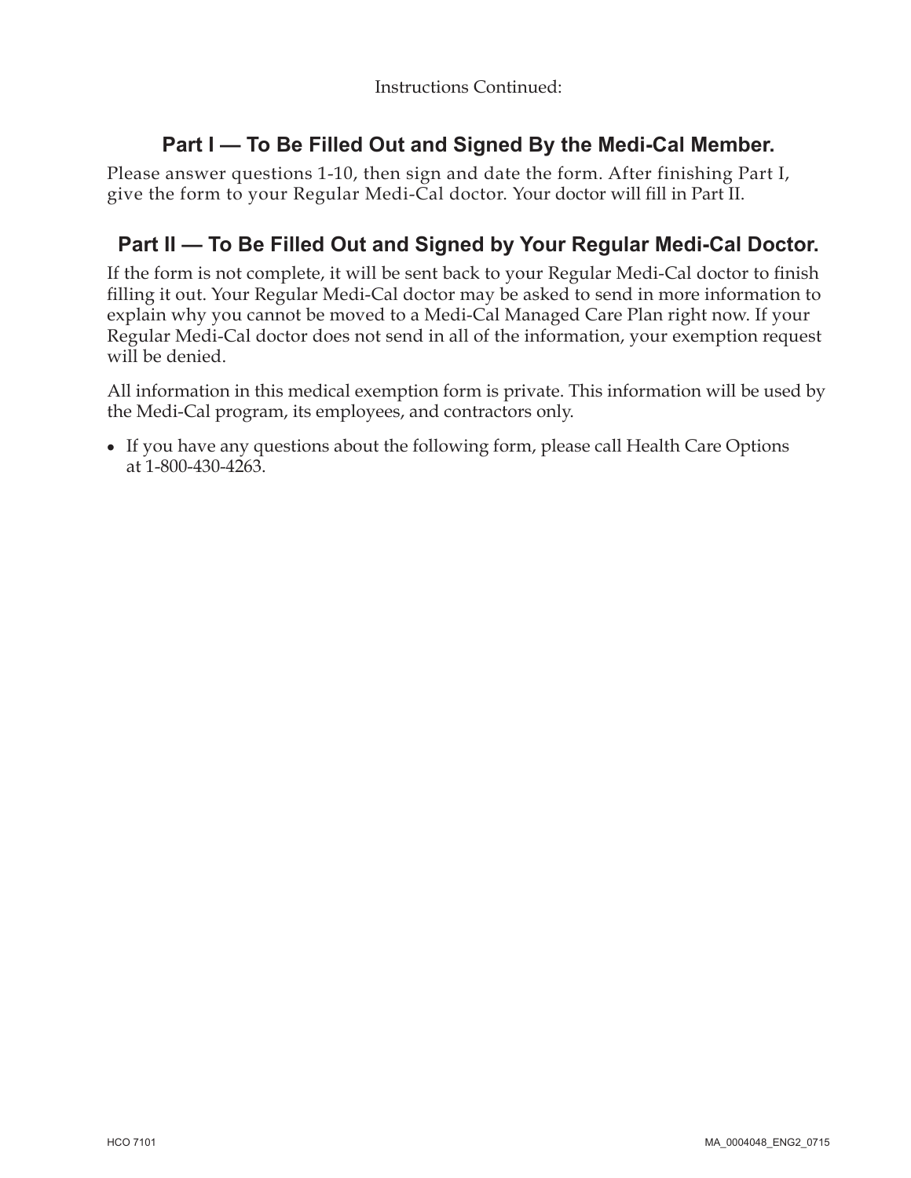Instructions Continued:

## Part I — To Be Filled Out and Signed By the Medi-Cal Member.

Please answer questions 1-10, then sign and date the form. After finishing Part I, give the form to your Regular Medi-Cal doctor. Your doctor will fill in Part II.

## Part II — To Be Filled Out and Signed by Your Regular Medi-Cal Doctor.

If the form is not complete, it will be sent back to your Regular Medi-Cal doctor to finish filling it out. Your Regular Medi-Cal doctor may be asked to send in more information to explain why you cannot be moved to a Medi-Cal Managed Care Plan right now. If your Regular Medi-Cal doctor does not send in all of the information, your exemption request will be denied.

All information in this medical exemption form is private. This information will be used by the Medi-Cal program, its employees, and contractors only.

- If you have any questions about the following form, please call Health Care Options at 1-800-430-4263.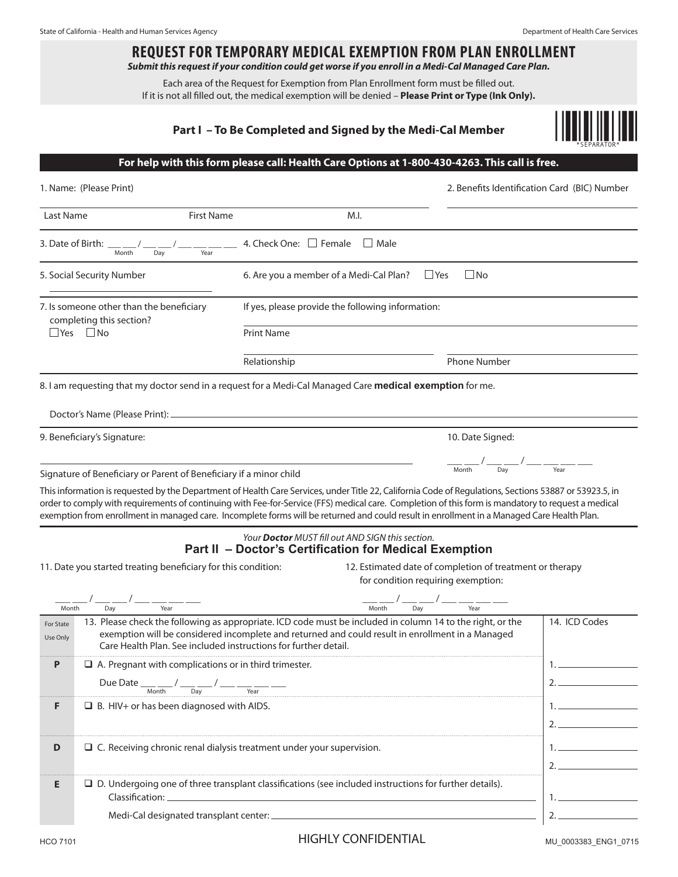State of California - Health and Human Services Agency

Department of Health Care Services

# REQUEST FOR TEMPORARY MEDICAL EXEMPTION FROM PLAN ENROLLMENT

***Submit this request if your condition could get worse if you enroll in a Medi-Cal Managed Care Plan.***

Each area of the Request for Exemption from Plan Enrollment form must be filled out.
If it is not all filled out, the medical exemption will be denied – **Please Print or Type (Ink Only).**

## Part I – To Be Completed and Signed by the Medi-Cal Member

*SEPARATOR*

**For help with this form please call: Health Care Options at 1-800-430-4263. This call is free.**

1. Name: (Please Print) ______________________________

Last Name    First Name    M.I.

2. Benefits Identification Card (BIC) Number ______________________________

3. Date of Birth: ___ ___ / ___ ___ / ___ ___ ___ ___ (Month / Day / Year)

4. Check One: ☐ Female ☐ Male

5. Social Security Number ______________________________

6. Are you a member of a Medi-Cal Plan? ☐ Yes ☐ No

7. Is someone other than the beneficiary completing this section? ☐ Yes ☐ No

If yes, please provide the following information:

Print Name ______________________________

Relationship ______________________________    Phone Number ______________________________

8. I am requesting that my doctor send in a request for a Medi-Cal Managed Care **medical exemption** for me.

Doctor's Name (Please Print): ______________________________

9. Beneficiary's Signature: ______________________________

Signature of Beneficiary or Parent of Beneficiary if a minor child

10. Date Signed: ___ ___ / ___ ___ / ___ ___ ___ ___ (Month / Day / Year)

This information is requested by the Department of Health Care Services, under Title 22, California Code of Regulations, Sections 53887 or 53923.5, in order to comply with requirements of continuing with Fee-for-Service (FFS) medical care. Completion of this form is mandatory to request a medical exemption from enrollment in managed care. Incomplete forms will be returned and could result in enrollment in a Managed Care Health Plan.

*Your **Doctor** MUST fill out AND SIGN this section.*

## Part II – Doctor's Certification for Medical Exemption

11. Date you started treating beneficiary for this condition:

___ ___ / ___ ___ / ___ ___ ___ ___ (Month / Day / Year)

12. Estimated date of completion of treatment or therapy for condition requiring exemption:

___ ___ / ___ ___ / ___ ___ ___ ___ (Month / Day / Year)

| For State Use Only | 13. Please check the following as appropriate. ICD code must be included in column 14 to the right, or the exemption will be considered incomplete and returned and could result in enrollment in a Managed Care Health Plan. See included instructions for further detail. | 14. ICD Codes |
|---|---|---|
| P | ☐ A. Pregnant with complications or in third trimester.<br>Due Date ___ ___ / ___ ___ / ___ ___ ___ ___ (Month / Day / Year) | 1. ________<br>2. ________ |
| F | ☐ B. HIV+ or has been diagnosed with AIDS. | 1. ________<br>2. ________ |
| D | ☐ C. Receiving chronic renal dialysis treatment under your supervision. | 1. ________<br>2. ________ |
| E | ☐ D. Undergoing one of three transplant classifications (see included instructions for further details).<br>Classification: ______________________________<br>Medi-Cal designated transplant center: ______________________________ | 1. ________<br>2. ________ |

HCO 7101

HIGHLY CONFIDENTIAL

MU_0003383_ENG1_0715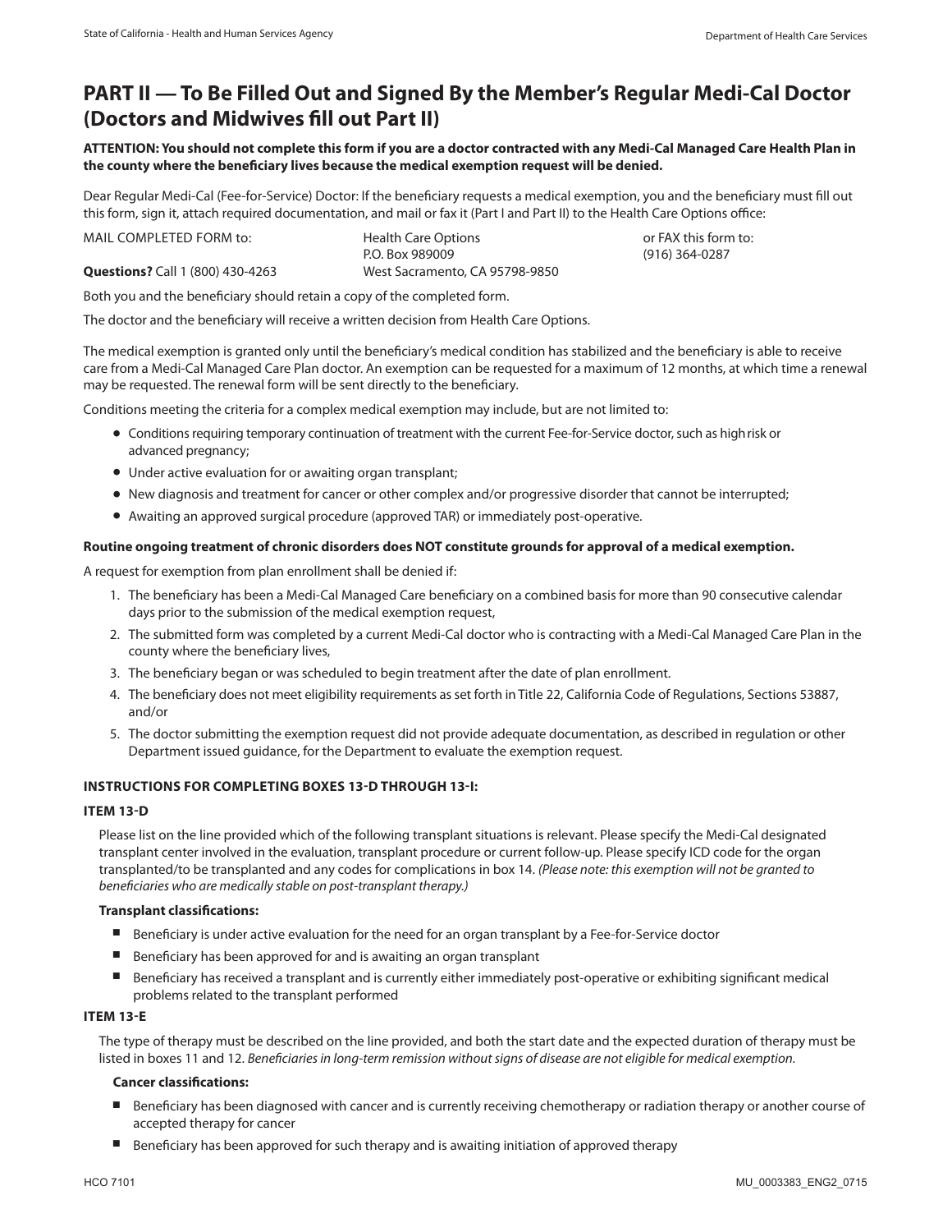# PART II — To Be Filled Out and Signed By the Member's Regular Medi-Cal Doctor (Doctors and Midwives fill out Part II)

**ATTENTION: You should not complete this form if you are a doctor contracted with any Medi-Cal Managed Care Health Plan in the county where the beneficiary lives because the medical exemption request will be denied.**

Dear Regular Medi-Cal (Fee-for-Service) Doctor: If the beneficiary requests a medical exemption, you and the beneficiary must fill out this form, sign it, attach required documentation, and mail or fax it (Part I and Part II) to the Health Care Options office:

MAIL COMPLETED FORM to:
Health Care Options
P.O. Box 989009
West Sacramento, CA 95798-9850

or FAX this form to:
(916) 364-0287

**Questions?** Call 1 (800) 430-4263

Both you and the beneficiary should retain a copy of the completed form.

The doctor and the beneficiary will receive a written decision from Health Care Options.

The medical exemption is granted only until the beneficiary's medical condition has stabilized and the beneficiary is able to receive care from a Medi-Cal Managed Care Plan doctor. An exemption can be requested for a maximum of 12 months, at which time a renewal may be requested. The renewal form will be sent directly to the beneficiary.

Conditions meeting the criteria for a complex medical exemption may include, but are not limited to:

- Conditions requiring temporary continuation of treatment with the current Fee-for-Service doctor, such as high risk or advanced pregnancy;
- Under active evaluation for or awaiting organ transplant;
- New diagnosis and treatment for cancer or other complex and/or progressive disorder that cannot be interrupted;
- Awaiting an approved surgical procedure (approved TAR) or immediately post-operative.

**Routine ongoing treatment of chronic disorders does NOT constitute grounds for approval of a medical exemption.**

A request for exemption from plan enrollment shall be denied if:

1. The beneficiary has been a Medi-Cal Managed Care beneficiary on a combined basis for more than 90 consecutive calendar days prior to the submission of the medical exemption request,
2. The submitted form was completed by a current Medi-Cal doctor who is contracting with a Medi-Cal Managed Care Plan in the county where the beneficiary lives,
3. The beneficiary began or was scheduled to begin treatment after the date of plan enrollment.
4. The beneficiary does not meet eligibility requirements as set forth in Title 22, California Code of Regulations, Sections 53887, and/or
5. The doctor submitting the exemption request did not provide adequate documentation, as described in regulation or other Department issued guidance, for the Department to evaluate the exemption request.

### INSTRUCTIONS FOR COMPLETING BOXES 13-D THROUGH 13-I:

#### ITEM 13-D

Please list on the line provided which of the following transplant situations is relevant. Please specify the Medi-Cal designated transplant center involved in the evaluation, transplant procedure or current follow-up. Please specify ICD code for the organ transplanted/to be transplanted and any codes for complications in box 14. *(Please note: this exemption will not be granted to beneficiaries who are medically stable on post-transplant therapy.)*

**Transplant classifications:**

- Beneficiary is under active evaluation for the need for an organ transplant by a Fee-for-Service doctor
- Beneficiary has been approved for and is awaiting an organ transplant
- Beneficiary has received a transplant and is currently either immediately post-operative or exhibiting significant medical problems related to the transplant performed

#### ITEM 13-E

The type of therapy must be described on the line provided, and both the start date and the expected duration of therapy must be listed in boxes 11 and 12. *Beneficiaries in long-term remission without signs of disease are not eligible for medical exemption.*

**Cancer classifications:**

- Beneficiary has been diagnosed with cancer and is currently receiving chemotherapy or radiation therapy or another course of accepted therapy for cancer
- Beneficiary has been approved for such therapy and is awaiting initiation of approved therapy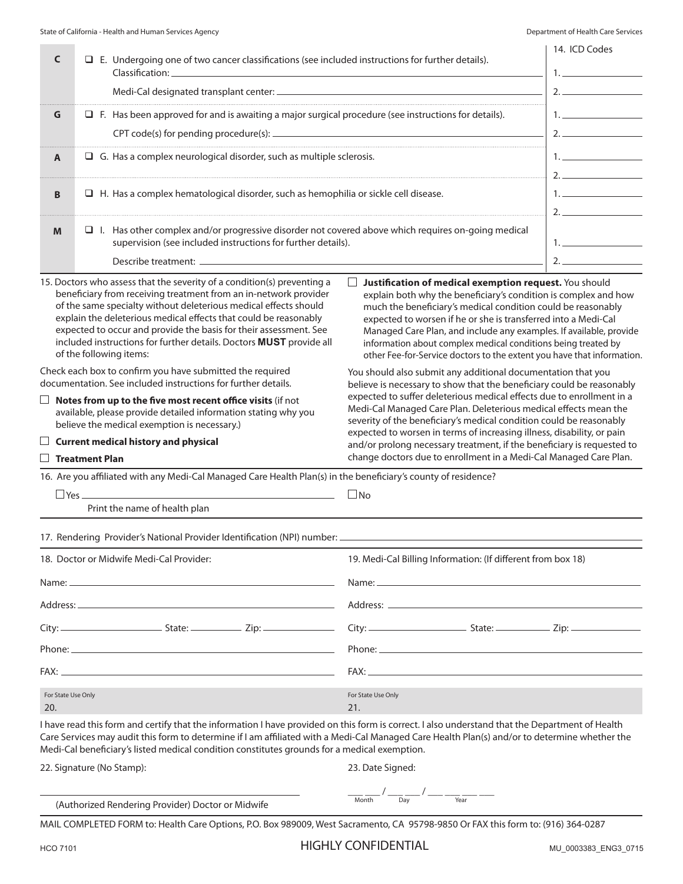| | | 14. ICD Codes |
|---|---|---|
| C | ☐ E. Undergoing one of two cancer classifications (see included instructions for further details). Classification: ______ | 1. ______ |
| | Medi-Cal designated transplant center: ______ | 2. ______ |
| G | ☐ F. Has been approved for and is awaiting a major surgical procedure (see instructions for details). | 1. ______ |
| | CPT code(s) for pending procedure(s): ______ | 2. ______ |
| A | ☐ G. Has a complex neurological disorder, such as multiple sclerosis. | 1. ______ |
| | | 2. ______ |
| B | ☐ H. Has a complex hematological disorder, such as hemophilia or sickle cell disease. | 1. ______ |
| | | 2. ______ |
| M | ☐ I. Has other complex and/or progressive disorder not covered above which requires on-going medical supervision (see included instructions for further details). | 1. ______ |
| | Describe treatment: ______ | 2. ______ |

15. Doctors who assess that the severity of a condition(s) preventing a beneficiary from receiving treatment from an in-network provider of the same specialty without deleterious medical effects should explain the deleterious medical effects that could be reasonably expected to occur and provide the basis for their assessment. See included instructions for further details. Doctors **MUST** provide all of the following items:

Check each box to confirm you have submitted the required documentation. See included instructions for further details.

- ☐ **Notes from up to the five most recent office visits** (if not available, please provide detailed information stating why you believe the medical exemption is necessary.)
- ☐ **Current medical history and physical**
- ☐ **Treatment Plan**

☐ **Justification of medical exemption request.** You should explain both why the beneficiary's condition is complex and how much the beneficiary's medical condition could be reasonably expected to worsen if he or she is transferred into a Medi-Cal Managed Care Plan, and include any examples. If available, provide information about complex medical conditions being treated by other Fee-for-Service doctors to the extent you have that information.

You should also submit any additional documentation that you believe is necessary to show that the beneficiary could be reasonably expected to suffer deleterious medical effects due to enrollment in a Medi-Cal Managed Care Plan. Deleterious medical effects mean the severity of the beneficiary's medical condition could be reasonably expected to worsen in terms of increasing illness, disability, or pain and/or prolong necessary treatment, if the beneficiary is requested to change doctors due to enrollment in a Medi-Cal Managed Care Plan.

16. Are you affiliated with any Medi-Cal Managed Care Health Plan(s) in the beneficiary's county of residence?

☐ Yes ______ ☐ No
Print the name of health plan

17. Rendering Provider's National Provider Identification (NPI) number: ______

| 18. Doctor or Midwife Medi-Cal Provider: | 19. Medi-Cal Billing Information: (If different from box 18) |
|---|---|
| Name: ______ | Name: ______ |
| Address: ______ | Address: ______ |
| City: ______ State: ______ Zip: ______ | City: ______ State: ______ Zip: ______ |
| Phone: ______ | Phone: ______ |
| FAX: ______ | FAX: ______ |
| For State Use Only 20. | For State Use Only 21. |

I have read this form and certify that the information I have provided on this form is correct. I also understand that the Department of Health Care Services may audit this form to determine if I am affiliated with a Medi-Cal Managed Care Health Plan(s) and/or to determine whether the Medi-Cal beneficiary's listed medical condition constitutes grounds for a medical exemption.

22. Signature (No Stamp): ______
(Authorized Rendering Provider) Doctor or Midwife

23. Date Signed: ___ ___ / ___ ___ / ___ ___ ___ ___
Month Day Year

MAIL COMPLETED FORM to: Health Care Options, P.O. Box 989009, West Sacramento, CA 95798-9850 Or FAX this form to: (916) 364-0287

HCO 7101 HIGHLY CONFIDENTIAL MU_0003383_ENG3_0715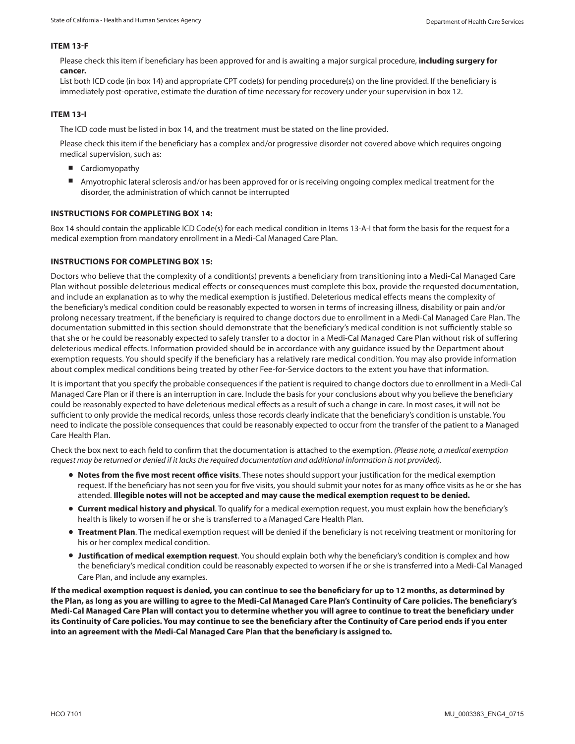**ITEM 13-F**

Please check this item if beneficiary has been approved for and is awaiting a major surgical procedure, **including surgery for cancer.**

List both ICD code (in box 14) and appropriate CPT code(s) for pending procedure(s) on the line provided. If the beneficiary is immediately post-operative, estimate the duration of time necessary for recovery under your supervision in box 12.

**ITEM 13-I**

The ICD code must be listed in box 14, and the treatment must be stated on the line provided.

Please check this item if the beneficiary has a complex and/or progressive disorder not covered above which requires ongoing medical supervision, such as:

- Cardiomyopathy
- Amyotrophic lateral sclerosis and/or has been approved for or is receiving ongoing complex medical treatment for the disorder, the administration of which cannot be interrupted

**INSTRUCTIONS FOR COMPLETING BOX 14:**

Box 14 should contain the applicable ICD Code(s) for each medical condition in Items 13-A-I that form the basis for the request for a medical exemption from mandatory enrollment in a Medi-Cal Managed Care Plan.

**INSTRUCTIONS FOR COMPLETING BOX 15:**

Doctors who believe that the complexity of a condition(s) prevents a beneficiary from transitioning into a Medi-Cal Managed Care Plan without possible deleterious medical effects or consequences must complete this box, provide the requested documentation, and include an explanation as to why the medical exemption is justified. Deleterious medical effects means the complexity of the beneficiary's medical condition could be reasonably expected to worsen in terms of increasing illness, disability or pain and/or prolong necessary treatment, if the beneficiary is required to change doctors due to enrollment in a Medi-Cal Managed Care Plan. The documentation submitted in this section should demonstrate that the beneficiary's medical condition is not sufficiently stable so that she or he could be reasonably expected to safely transfer to a doctor in a Medi-Cal Managed Care Plan without risk of suffering deleterious medical effects. Information provided should be in accordance with any guidance issued by the Department about exemption requests. You should specify if the beneficiary has a relatively rare medical condition. You may also provide information about complex medical conditions being treated by other Fee-for-Service doctors to the extent you have that information.

It is important that you specify the probable consequences if the patient is required to change doctors due to enrollment in a Medi-Cal Managed Care Plan or if there is an interruption in care. Include the basis for your conclusions about why you believe the beneficiary could be reasonably expected to have deleterious medical effects as a result of such a change in care. In most cases, it will not be sufficient to only provide the medical records, unless those records clearly indicate that the beneficiary's condition is unstable. You need to indicate the possible consequences that could be reasonably expected to occur from the transfer of the patient to a Managed Care Health Plan.

Check the box next to each field to confirm that the documentation is attached to the exemption. *(Please note, a medical exemption request may be returned or denied if it lacks the required documentation and additional information is not provided).*

- **Notes from the five most recent office visits**. These notes should support your justification for the medical exemption request. If the beneficiary has not seen you for five visits, you should submit your notes for as many office visits as he or she has attended. **Illegible notes will not be accepted and may cause the medical exemption request to be denied.**
- **Current medical history and physical**. To qualify for a medical exemption request, you must explain how the beneficiary's health is likely to worsen if he or she is transferred to a Managed Care Health Plan.
- **Treatment Plan**. The medical exemption request will be denied if the beneficiary is not receiving treatment or monitoring for his or her complex medical condition.
- **Justification of medical exemption request**. You should explain both why the beneficiary's condition is complex and how the beneficiary's medical condition could be reasonably expected to worsen if he or she is transferred into a Medi-Cal Managed Care Plan, and include any examples.

**If the medical exemption request is denied, you can continue to see the beneficiary for up to 12 months, as determined by the Plan, as long as you are willing to agree to the Medi-Cal Managed Care Plan's Continuity of Care policies. The beneficiary's Medi-Cal Managed Care Plan will contact you to determine whether you will agree to continue to treat the beneficiary under its Continuity of Care policies. You may continue to see the beneficiary after the Continuity of Care period ends if you enter into an agreement with the Medi-Cal Managed Care Plan that the beneficiary is assigned to.**